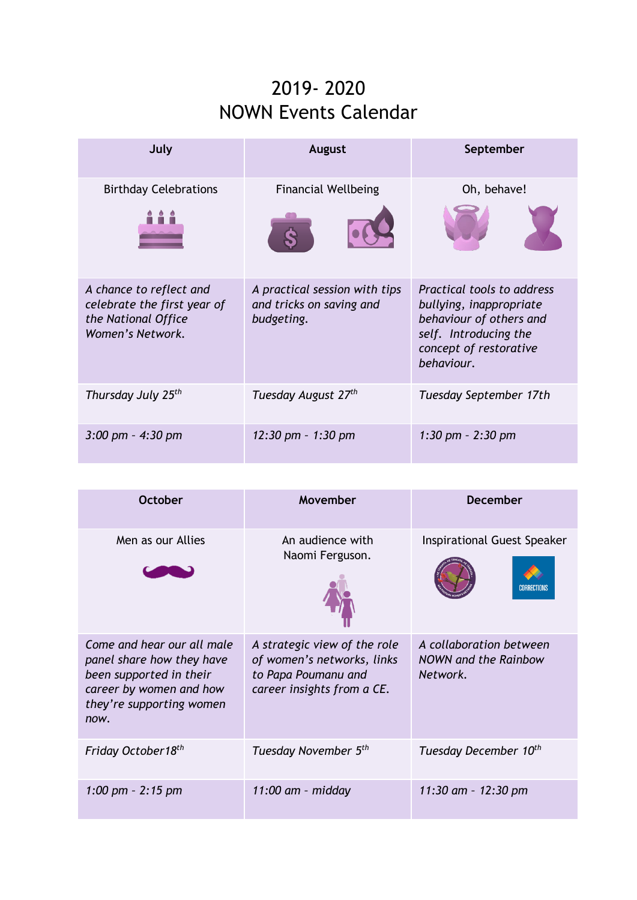# 2019- 2020
# NOWN Events Calendar

| July | August | September |
|---|---|---|
| Birthday Celebrations | Financial Wellbeing | Oh, behave! |
| *A chance to reflect and celebrate the first year of the National Office Women's Network.* | *A practical session with tips and tricks on saving and budgeting.* | *Practical tools to address bullying, inappropriate behaviour of others and self. Introducing the concept of restorative behaviour.* |
| *Thursday July 25th* | *Tuesday August 27th* | *Tuesday September 17th* |
| *3:00 pm - 4:30 pm* | *12:30 pm - 1:30 pm* | *1:30 pm - 2:30 pm* |

| October | Movember | December |
|---|---|---|
| Men as our Allies | An audience with Naomi Ferguson. | Inspirational Guest Speaker |
| *Come and hear our all male panel share how they have been supported in their career by women and how they're supporting women now.* | *A strategic view of the role of women's networks, links to Papa Poumanu and career insights from a CE.* | *A collaboration between NOWN and the Rainbow Network.* |
| *Friday October18th* | *Tuesday November 5th* | *Tuesday December 10th* |
| *1:00 pm - 2:15 pm* | *11:00 am - midday* | *11:30 am - 12:30 pm* |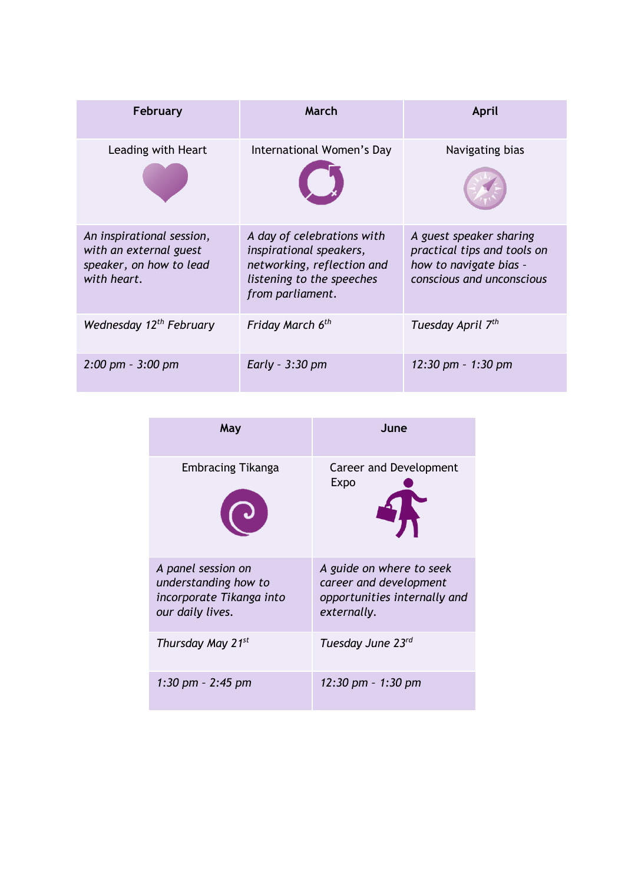| February | March | April |
|---|---|---|
| Leading with Heart | International Women's Day | Navigating bias |
| *An inspirational session, with an external guest speaker, on how to lead with heart.* | *A day of celebrations with inspirational speakers, networking, reflection and listening to the speeches from parliament.* | *A guest speaker sharing practical tips and tools on how to navigate bias - conscious and unconscious* |
| *Wednesday 12th February* | *Friday March 6th* | *Tuesday April 7th* |
| *2:00 pm - 3:00 pm* | *Early - 3:30 pm* | *12:30 pm - 1:30 pm* |

| May | June |
|---|---|
| Embracing Tikanga | Career and Development Expo |
| *A panel session on understanding how to incorporate Tikanga into our daily lives.* | *A guide on where to seek career and development opportunities internally and externally.* |
| *Thursday May 21st* | *Tuesday June 23rd* |
| *1:30 pm - 2:45 pm* | *12:30 pm - 1:30 pm* |